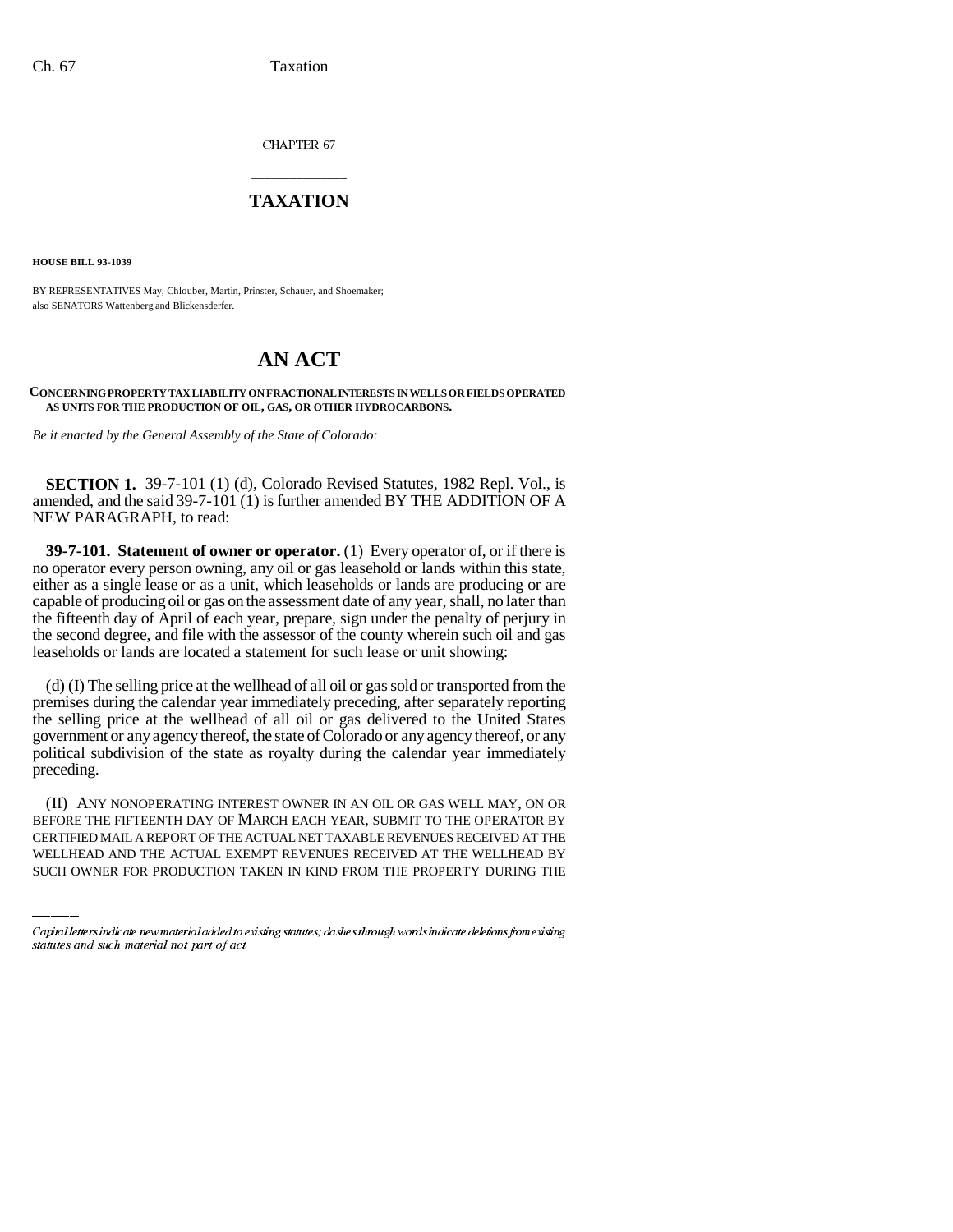CHAPTER 67

# TAXATION

**HOUSE BILL 93-1039**

BY REPRESENTATIVES May, Chlouber, Martin, Prinster, Schauer, and Shoemaker; also SENATORS Wattenberg and Blickensderfer.

# AN ACT

**CONCERNING PROPERTY TAX LIABILITY ON FRACTIONAL INTERESTS IN WELLS OR FIELDS OPERATED AS UNITS FOR THE PRODUCTION OF OIL, GAS, OR OTHER HYDROCARBONS.**

*Be it enacted by the General Assembly of the State of Colorado:*

**SECTION 1.** 39-7-101 (1) (d), Colorado Revised Statutes, 1982 Repl. Vol., is amended, and the said 39-7-101 (1) is further amended BY THE ADDITION OF A NEW PARAGRAPH, to read:

**39-7-101. Statement of owner or operator.** (1) Every operator of, or if there is no operator every person owning, any oil or gas leasehold or lands within this state, either as a single lease or as a unit, which leaseholds or lands are producing or are capable of producing oil or gas on the assessment date of any year, shall, no later than the fifteenth day of April of each year, prepare, sign under the penalty of perjury in the second degree, and file with the assessor of the county wherein such oil and gas leaseholds or lands are located a statement for such lease or unit showing:

(d) (I) The selling price at the wellhead of all oil or gas sold or transported from the premises during the calendar year immediately preceding, after separately reporting the selling price at the wellhead of all oil or gas delivered to the United States government or any agency thereof, the state of Colorado or any agency thereof, or any political subdivision of the state as royalty during the calendar year immediately preceding.

(II) ANY NONOPERATING INTEREST OWNER IN AN OIL OR GAS WELL MAY, ON OR BEFORE THE FIFTEENTH DAY OF MARCH EACH YEAR, SUBMIT TO THE OPERATOR BY CERTIFIED MAIL A REPORT OF THE ACTUAL NET TAXABLE REVENUES RECEIVED AT THE WELLHEAD AND THE ACTUAL EXEMPT REVENUES RECEIVED AT THE WELLHEAD BY SUCH OWNER FOR PRODUCTION TAKEN IN KIND FROM THE PROPERTY DURING THE

*Capital letters indicate new material added to existing statutes; dashes through words indicate deletions from existing statutes and such material not part of act.*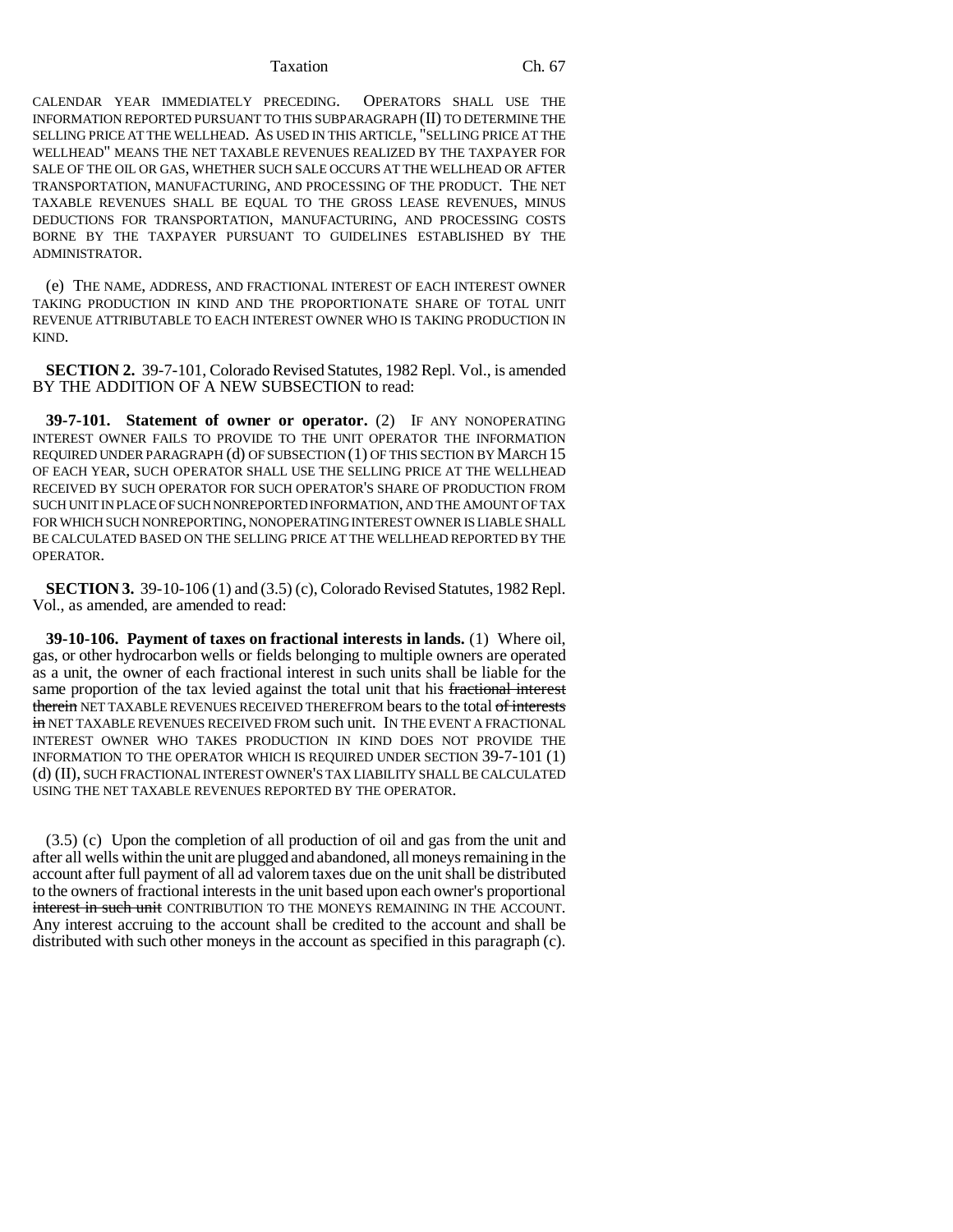CALENDAR YEAR IMMEDIATELY PRECEDING. OPERATORS SHALL USE THE INFORMATION REPORTED PURSUANT TO THIS SUBPARAGRAPH (II) TO DETERMINE THE SELLING PRICE AT THE WELLHEAD. AS USED IN THIS ARTICLE, "SELLING PRICE AT THE WELLHEAD" MEANS THE NET TAXABLE REVENUES REALIZED BY THE TAXPAYER FOR SALE OF THE OIL OR GAS, WHETHER SUCH SALE OCCURS AT THE WELLHEAD OR AFTER TRANSPORTATION, MANUFACTURING, AND PROCESSING OF THE PRODUCT. THE NET TAXABLE REVENUES SHALL BE EQUAL TO THE GROSS LEASE REVENUES, MINUS DEDUCTIONS FOR TRANSPORTATION, MANUFACTURING, AND PROCESSING COSTS BORNE BY THE TAXPAYER PURSUANT TO GUIDELINES ESTABLISHED BY THE ADMINISTRATOR.

(e) THE NAME, ADDRESS, AND FRACTIONAL INTEREST OF EACH INTEREST OWNER TAKING PRODUCTION IN KIND AND THE PROPORTIONATE SHARE OF TOTAL UNIT REVENUE ATTRIBUTABLE TO EACH INTEREST OWNER WHO IS TAKING PRODUCTION IN KIND.

**SECTION 2.** 39-7-101, Colorado Revised Statutes, 1982 Repl. Vol., is amended BY THE ADDITION OF A NEW SUBSECTION to read:

**39-7-101. Statement of owner or operator.** (2) IF ANY NONOPERATING INTEREST OWNER FAILS TO PROVIDE TO THE UNIT OPERATOR THE INFORMATION REQUIRED UNDER PARAGRAPH (d) OF SUBSECTION (1) OF THIS SECTION BY MARCH 15 OF EACH YEAR, SUCH OPERATOR SHALL USE THE SELLING PRICE AT THE WELLHEAD RECEIVED BY SUCH OPERATOR FOR SUCH OPERATOR'S SHARE OF PRODUCTION FROM SUCH UNIT IN PLACE OF SUCH NONREPORTED INFORMATION, AND THE AMOUNT OF TAX FOR WHICH SUCH NONREPORTING, NONOPERATING INTEREST OWNER IS LIABLE SHALL BE CALCULATED BASED ON THE SELLING PRICE AT THE WELLHEAD REPORTED BY THE OPERATOR.

**SECTION 3.** 39-10-106 (1) and (3.5) (c), Colorado Revised Statutes, 1982 Repl. Vol., as amended, are amended to read:

**39-10-106. Payment of taxes on fractional interests in lands.** (1) Where oil, gas, or other hydrocarbon wells or fields belonging to multiple owners are operated as a unit, the owner of each fractional interest in such units shall be liable for the same proportion of the tax levied against the total unit that his ~~fractional interest therein~~ NET TAXABLE REVENUES RECEIVED THEREFROM bears to the total ~~of interests in~~ NET TAXABLE REVENUES RECEIVED FROM such unit. IN THE EVENT A FRACTIONAL INTEREST OWNER WHO TAKES PRODUCTION IN KIND DOES NOT PROVIDE THE INFORMATION TO THE OPERATOR WHICH IS REQUIRED UNDER SECTION 39-7-101 (1) (d) (II), SUCH FRACTIONAL INTEREST OWNER'S TAX LIABILITY SHALL BE CALCULATED USING THE NET TAXABLE REVENUES REPORTED BY THE OPERATOR.

(3.5) (c) Upon the completion of all production of oil and gas from the unit and after all wells within the unit are plugged and abandoned, all moneys remaining in the account after full payment of all ad valorem taxes due on the unit shall be distributed to the owners of fractional interests in the unit based upon each owner's proportional ~~interest in such unit~~ CONTRIBUTION TO THE MONEYS REMAINING IN THE ACCOUNT. Any interest accruing to the account shall be credited to the account and shall be distributed with such other moneys in the account as specified in this paragraph (c).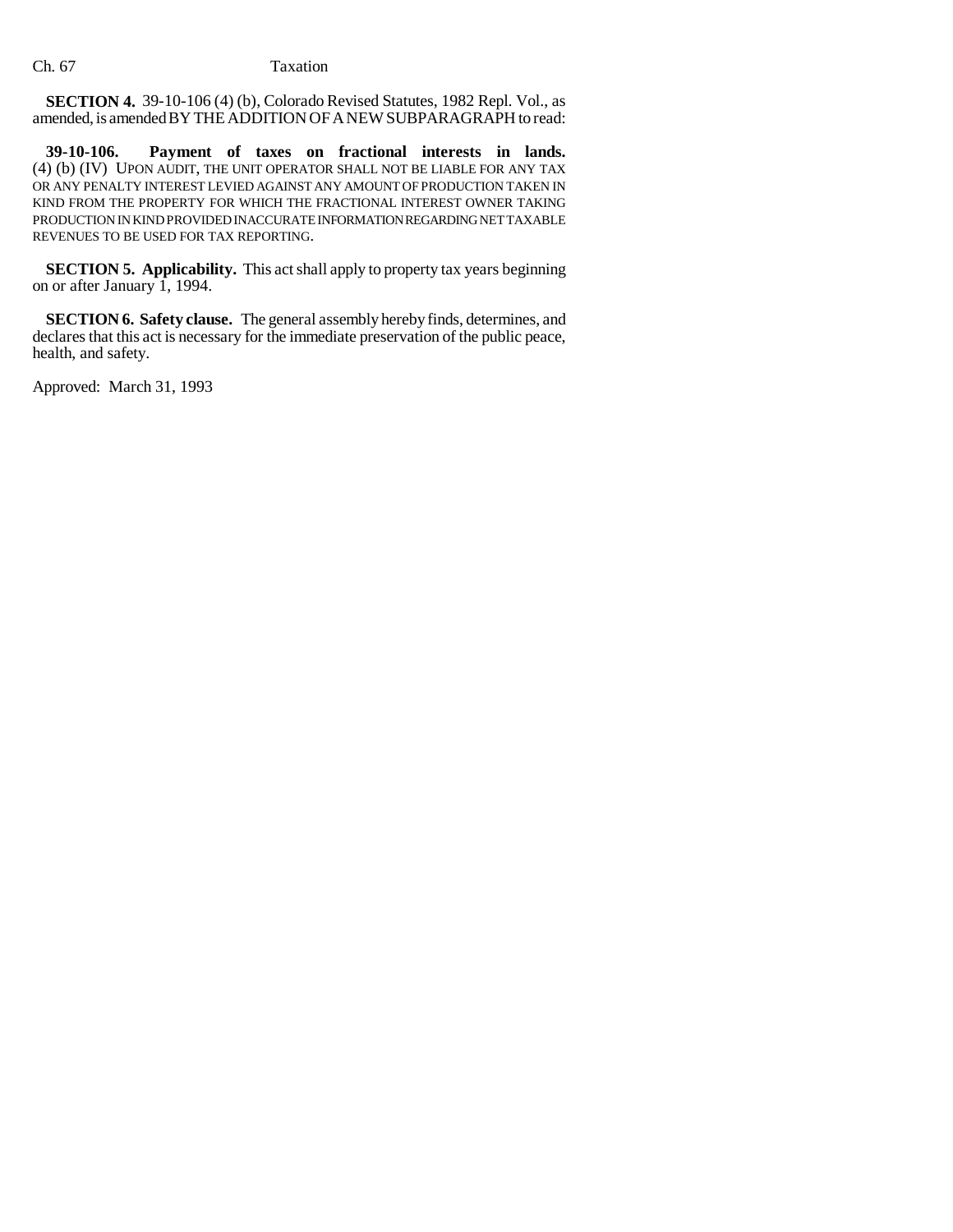**SECTION 4.** 39-10-106 (4) (b), Colorado Revised Statutes, 1982 Repl. Vol., as amended, is amended BY THE ADDITION OF A NEW SUBPARAGRAPH to read:

**39-10-106. Payment of taxes on fractional interests in lands.** (4) (b) (IV) UPON AUDIT, THE UNIT OPERATOR SHALL NOT BE LIABLE FOR ANY TAX OR ANY PENALTY INTEREST LEVIED AGAINST ANY AMOUNT OF PRODUCTION TAKEN IN KIND FROM THE PROPERTY FOR WHICH THE FRACTIONAL INTEREST OWNER TAKING PRODUCTION IN KIND PROVIDED INACCURATE INFORMATION REGARDING NET TAXABLE REVENUES TO BE USED FOR TAX REPORTING.

**SECTION 5. Applicability.** This act shall apply to property tax years beginning on or after January 1, 1994.

**SECTION 6. Safety clause.** The general assembly hereby finds, determines, and declares that this act is necessary for the immediate preservation of the public peace, health, and safety.

Approved: March 31, 1993